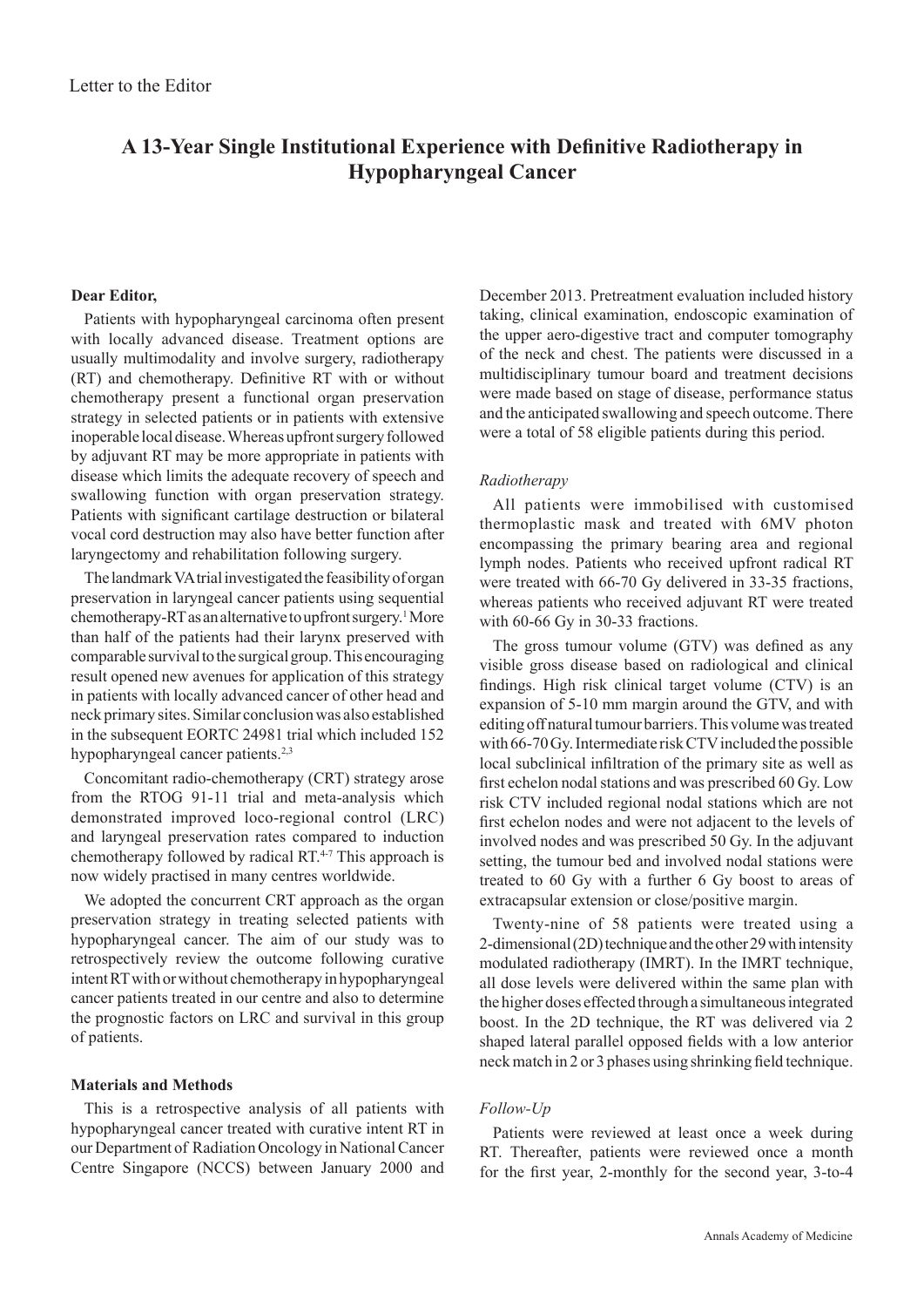Letter to the Editor

# A 13-Year Single Institutional Experience with Definitive Radiotherapy in Hypopharyngeal Cancer

**Dear Editor,**

Patients with hypopharyngeal carcinoma often present with locally advanced disease. Treatment options are usually multimodality and involve surgery, radiotherapy (RT) and chemotherapy. Definitive RT with or without chemotherapy present a functional organ preservation strategy in selected patients or in patients with extensive inoperable local disease. Whereas upfront surgery followed by adjuvant RT may be more appropriate in patients with disease which limits the adequate recovery of speech and swallowing function with organ preservation strategy. Patients with significant cartilage destruction or bilateral vocal cord destruction may also have better function after laryngectomy and rehabilitation following surgery.

The landmark VA trial investigated the feasibility of organ preservation in laryngeal cancer patients using sequential chemotherapy-RT as an alternative to upfront surgery.[1] More than half of the patients had their larynx preserved with comparable survival to the surgical group. This encouraging result opened new avenues for application of this strategy in patients with locally advanced cancer of other head and neck primary sites. Similar conclusion was also established in the subsequent EORTC 24981 trial which included 152 hypopharyngeal cancer patients.[2,3]

Concomitant radio-chemotherapy (CRT) strategy arose from the RTOG 91-11 trial and meta-analysis which demonstrated improved loco-regional control (LRC) and laryngeal preservation rates compared to induction chemotherapy followed by radical RT.[4-7] This approach is now widely practised in many centres worldwide.

We adopted the concurrent CRT approach as the organ preservation strategy in treating selected patients with hypopharyngeal cancer. The aim of our study was to retrospectively review the outcome following curative intent RT with or without chemotherapy in hypopharyngeal cancer patients treated in our centre and also to determine the prognostic factors on LRC and survival in this group of patients.

**Materials and Methods**

This is a retrospective analysis of all patients with hypopharyngeal cancer treated with curative intent RT in our Department of Radiation Oncology in National Cancer Centre Singapore (NCCS) between January 2000 and December 2013. Pretreatment evaluation included history taking, clinical examination, endoscopic examination of the upper aero-digestive tract and computer tomography of the neck and chest. The patients were discussed in a multidisciplinary tumour board and treatment decisions were made based on stage of disease, performance status and the anticipated swallowing and speech outcome. There were a total of 58 eligible patients during this period.

*Radiotherapy*

All patients were immobilised with customised thermoplastic mask and treated with 6MV photon encompassing the primary bearing area and regional lymph nodes. Patients who received upfront radical RT were treated with 66-70 Gy delivered in 33-35 fractions, whereas patients who received adjuvant RT were treated with 60-66 Gy in 30-33 fractions.

The gross tumour volume (GTV) was defined as any visible gross disease based on radiological and clinical findings. High risk clinical target volume (CTV) is an expansion of 5-10 mm margin around the GTV, and with editing off natural tumour barriers. This volume was treated with 66-70 Gy. Intermediate risk CTV included the possible local subclinical infiltration of the primary site as well as first echelon nodal stations and was prescribed 60 Gy. Low risk CTV included regional nodal stations which are not first echelon nodes and were not adjacent to the levels of involved nodes and was prescribed 50 Gy. In the adjuvant setting, the tumour bed and involved nodal stations were treated to 60 Gy with a further 6 Gy boost to areas of extracapsular extension or close/positive margin.

Twenty-nine of 58 patients were treated using a 2-dimensional (2D) technique and the other 29 with intensity modulated radiotherapy (IMRT). In the IMRT technique, all dose levels were delivered within the same plan with the higher doses effected through a simultaneous integrated boost. In the 2D technique, the RT was delivered via 2 shaped lateral parallel opposed fields with a low anterior neck match in 2 or 3 phases using shrinking field technique.

*Follow-Up*

Patients were reviewed at least once a week during RT. Thereafter, patients were reviewed once a month for the first year, 2-monthly for the second year, 3-to-4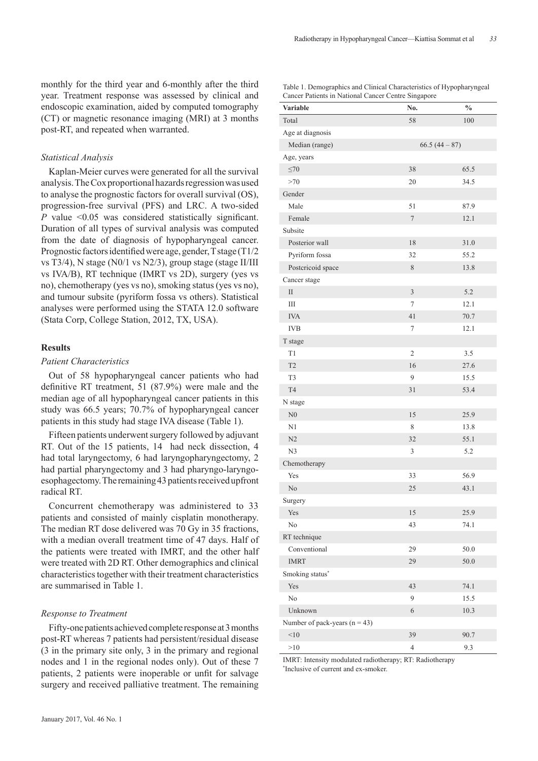monthly for the third year and 6-monthly after the third year. Treatment response was assessed by clinical and endoscopic examination, aided by computed tomography (CT) or magnetic resonance imaging (MRI) at 3 months post-RT, and repeated when warranted.

### *Statistical Analysis*

Kaplan-Meier curves were generated for all the survival analysis. The Cox proportional hazards regression was used to analyse the prognostic factors for overall survival (OS), progression-free survival (PFS) and LRC. A two-sided *P* value <0.05 was considered statistically significant. Duration of all types of survival analysis was computed from the date of diagnosis of hypopharyngeal cancer. Prognostic factors identified were age, gender, T stage (T1/2 vs T3/4), N stage (N0/1 vs N2/3), group stage (stage II/III vs IVA/B), RT technique (IMRT vs 2D), surgery (yes vs no), chemotherapy (yes vs no), smoking status (yes vs no), and tumour subsite (pyriform fossa vs others). Statistical analyses were performed using the STATA 12.0 software (Stata Corp, College Station, 2012, TX, USA).

## Results

### *Patient Characteristics*

Out of 58 hypopharyngeal cancer patients who had definitive RT treatment, 51 (87.9%) were male and the median age of all hypopharyngeal cancer patients in this study was 66.5 years; 70.7% of hypopharyngeal cancer patients in this study had stage IVA disease (Table 1).

Fifteen patients underwent surgery followed by adjuvant RT. Out of the 15 patients, 14 had neck dissection, 4 had total laryngectomy, 6 had laryngopharyngectomy, 2 had partial pharyngectomy and 3 had pharyngo-laryngo-esophagectomy. The remaining 43 patients received upfront radical RT.

Concurrent chemotherapy was administered to 33 patients and consisted of mainly cisplatin monotherapy. The median RT dose delivered was 70 Gy in 35 fractions, with a median overall treatment time of 47 days. Half of the patients were treated with IMRT, and the other half were treated with 2D RT. Other demographics and clinical characteristics together with their treatment characteristics are summarised in Table 1.

### *Response to Treatment*

Fifty-one patients achieved complete response at 3 months post-RT whereas 7 patients had persistent/residual disease (3 in the primary site only, 3 in the primary and regional nodes and 1 in the regional nodes only). Out of these 7 patients, 2 patients were inoperable or unfit for salvage surgery and received palliative treatment. The remaining

Table 1. Demographics and Clinical Characteristics of Hypopharyngeal Cancer Patients in National Cancer Centre Singapore

| Variable | No. | % |
|---|---|---|
| Total | 58 | 100 |
| Age at diagnosis | | |
| Median (range) | 66.5 (44 – 87) | |
| Age, years | | |
| ≤70 | 38 | 65.5 |
| >70 | 20 | 34.5 |
| Gender | | |
| Male | 51 | 87.9 |
| Female | 7 | 12.1 |
| Subsite | | |
| Posterior wall | 18 | 31.0 |
| Pyriform fossa | 32 | 55.2 |
| Postcricoid space | 8 | 13.8 |
| Cancer stage | | |
| II | 3 | 5.2 |
| III | 7 | 12.1 |
| IVA | 41 | 70.7 |
| IVB | 7 | 12.1 |
| T stage | | |
| T1 | 2 | 3.5 |
| T2 | 16 | 27.6 |
| T3 | 9 | 15.5 |
| T4 | 31 | 53.4 |
| N stage | | |
| N0 | 15 | 25.9 |
| N1 | 8 | 13.8 |
| N2 | 32 | 55.1 |
| N3 | 3 | 5.2 |
| Chemotherapy | | |
| Yes | 33 | 56.9 |
| No | 25 | 43.1 |
| Surgery | | |
| Yes | 15 | 25.9 |
| No | 43 | 74.1 |
| RT technique | | |
| Conventional | 29 | 50.0 |
| IMRT | 29 | 50.0 |
| Smoking status* | | |
| Yes | 43 | 74.1 |
| No | 9 | 15.5 |
| Unknown | 6 | 10.3 |
| Number of pack-years (n = 43) | | |
| <10 | 39 | 90.7 |
| >10 | 4 | 9.3 |

IMRT: Intensity modulated radiotherapy; RT: Radiotherapy
*Inclusive of current and ex-smoker.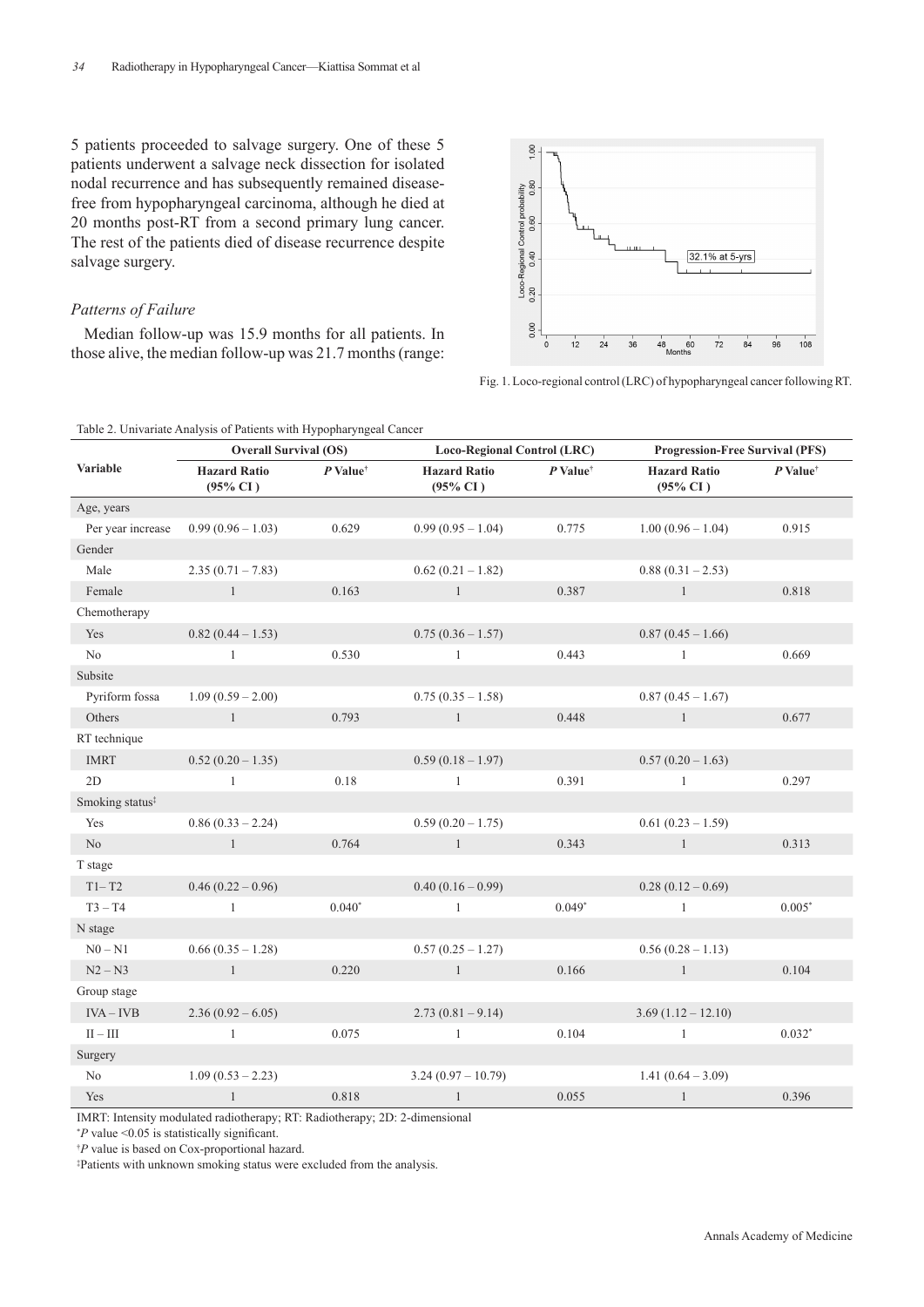5 patients proceeded to salvage surgery. One of these 5 patients underwent a salvage neck dissection for isolated nodal recurrence and has subsequently remained disease-free from hypopharyngeal carcinoma, although he died at 20 months post-RT from a second primary lung cancer. The rest of the patients died of disease recurrence despite salvage surgery.

### *Patterns of Failure*

Median follow-up was 15.9 months for all patients. In those alive, the median follow-up was 21.7 months (range:

Fig. 1. Loco-regional control (LRC) of hypopharyngeal cancer following RT.

Table 2. Univariate Analysis of Patients with Hypopharyngeal Cancer

| Variable | Overall Survival (OS) | | Loco-Regional Control (LRC) | | Progression-Free Survival (PFS) | |
|---|---|---|---|---|---|---|
| | **Hazard Ratio (95% CI)** | ***P* Value**[†] | **Hazard Ratio (95% CI)** | ***P* Value**[†] | **Hazard Ratio (95% CI)** | ***P* Value**[†] |
| Age, years | | | | | | |
| Per year increase | 0.99 (0.96 – 1.03) | 0.629 | 0.99 (0.95 – 1.04) | 0.775 | 1.00 (0.96 – 1.04) | 0.915 |
| Gender | | | | | | |
| Male | 2.35 (0.71 – 7.83) | | 0.62 (0.21 – 1.82) | | 0.88 (0.31 – 2.53) | |
| Female | 1 | 0.163 | 1 | 0.387 | 1 | 0.818 |
| Chemotherapy | | | | | | |
| Yes | 0.82 (0.44 – 1.53) | | 0.75 (0.36 – 1.57) | | 0.87 (0.45 – 1.66) | |
| No | 1 | 0.530 | 1 | 0.443 | 1 | 0.669 |
| Subsite | | | | | | |
| Pyriform fossa | 1.09 (0.59 – 2.00) | | 0.75 (0.35 – 1.58) | | 0.87 (0.45 – 1.67) | |
| Others | 1 | 0.793 | 1 | 0.448 | 1 | 0.677 |
| RT technique | | | | | | |
| IMRT | 0.52 (0.20 – 1.35) | | 0.59 (0.18 – 1.97) | | 0.57 (0.20 – 1.63) | |
| 2D | 1 | 0.18 | 1 | 0.391 | 1 | 0.297 |
| Smoking status[‡] | | | | | | |
| Yes | 0.86 (0.33 – 2.24) | | 0.59 (0.20 – 1.75) | | 0.61 (0.23 – 1.59) | |
| No | 1 | 0.764 | 1 | 0.343 | 1 | 0.313 |
| T stage | | | | | | |
| T1– T2 | 0.46 (0.22 – 0.96) | | 0.40 (0.16 – 0.99) | | 0.28 (0.12 – 0.69) | |
| T3 – T4 | 1 | 0.040* | 1 | 0.049* | 1 | 0.005* |
| N stage | | | | | | |
| N0 – N1 | 0.66 (0.35 – 1.28) | | 0.57 (0.25 – 1.27) | | 0.56 (0.28 – 1.13) | |
| N2 – N3 | 1 | 0.220 | 1 | 0.166 | 1 | 0.104 |
| Group stage | | | | | | |
| IVA – IVB | 2.36 (0.92 – 6.05) | | 2.73 (0.81 – 9.14) | | 3.69 (1.12 – 12.10) | |
| II – III | 1 | 0.075 | 1 | 0.104 | 1 | 0.032* |
| Surgery | | | | | | |
| No | 1.09 (0.53 – 2.23) | | 3.24 (0.97 – 10.79) | | 1.41 (0.64 – 3.09) | |
| Yes | 1 | 0.818 | 1 | 0.055 | 1 | 0.396 |

IMRT: Intensity modulated radiotherapy; RT: Radiotherapy; 2D: 2-dimensional

*$P$ value <0.05 is statistically significant.

[†]$P$ value is based on Cox-proportional hazard.

[‡]Patients with unknown smoking status were excluded from the analysis.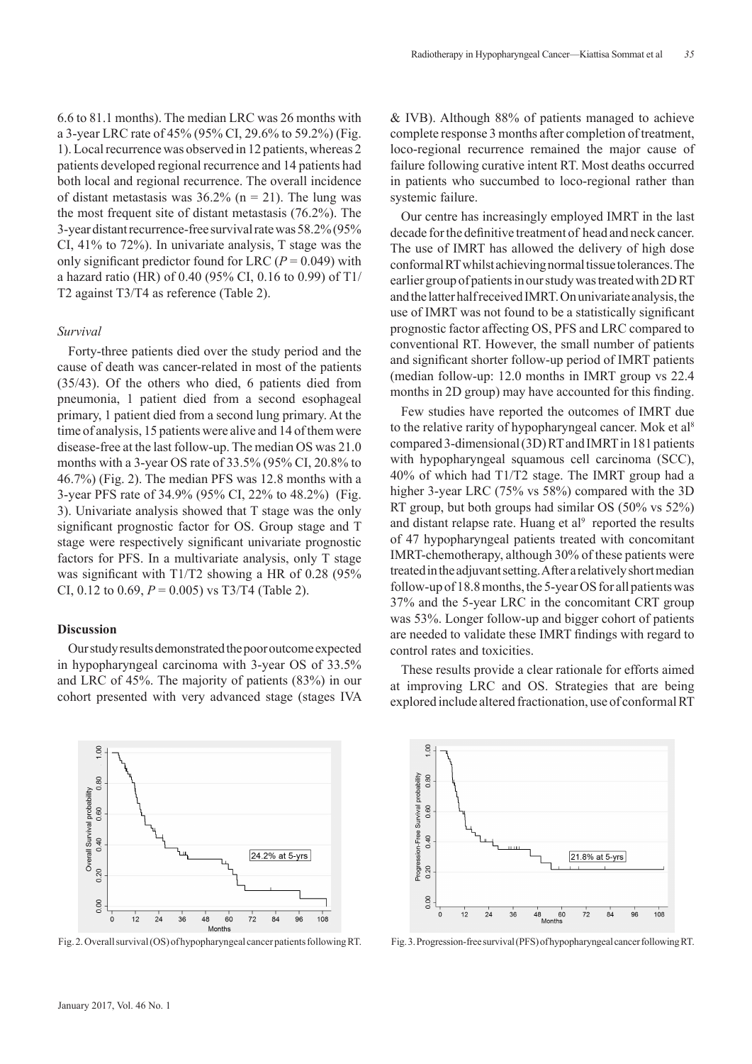6.6 to 81.1 months). The median LRC was 26 months with a 3-year LRC rate of 45% (95% CI, 29.6% to 59.2%) (Fig. 1). Local recurrence was observed in 12 patients, whereas 2 patients developed regional recurrence and 14 patients had both local and regional recurrence. The overall incidence of distant metastasis was 36.2% (n = 21). The lung was the most frequent site of distant metastasis (76.2%). The 3-year distant recurrence-free survival rate was 58.2% (95% CI, 41% to 72%). In univariate analysis, T stage was the only significant predictor found for LRC ($P = 0.049$) with a hazard ratio (HR) of 0.40 (95% CI, 0.16 to 0.99) of T1/T2 against T3/T4 as reference (Table 2).

### *Survival*

Forty-three patients died over the study period and the cause of death was cancer-related in most of the patients (35/43). Of the others who died, 6 patients died from pneumonia, 1 patient died from a second esophageal primary, 1 patient died from a second lung primary. At the time of analysis, 15 patients were alive and 14 of them were disease-free at the last follow-up. The median OS was 21.0 months with a 3-year OS rate of 33.5% (95% CI, 20.8% to 46.7%) (Fig. 2). The median PFS was 12.8 months with a 3-year PFS rate of 34.9% (95% CI, 22% to 48.2%) (Fig. 3). Univariate analysis showed that T stage was the only significant prognostic factor for OS. Group stage and T stage were respectively significant univariate prognostic factors for PFS. In a multivariate analysis, only T stage was significant with T1/T2 showing a HR of 0.28 (95% CI, 0.12 to 0.69, $P = 0.005$) vs T3/T4 (Table 2).

## Discussion

Our study results demonstrated the poor outcome expected in hypopharyngeal carcinoma with 3-year OS of 33.5% and LRC of 45%. The majority of patients (83%) in our cohort presented with very advanced stage (stages IVA & IVB). Although 88% of patients managed to achieve complete response 3 months after completion of treatment, loco-regional recurrence remained the major cause of failure following curative intent RT. Most deaths occurred in patients who succumbed to loco-regional rather than systemic failure.

Our centre has increasingly employed IMRT in the last decade for the definitive treatment of head and neck cancer. The use of IMRT has allowed the delivery of high dose conformal RT whilst achieving normal tissue tolerances. The earlier group of patients in our study was treated with 2D RT and the latter half received IMRT. On univariate analysis, the use of IMRT was not found to be a statistically significant prognostic factor affecting OS, PFS and LRC compared to conventional RT. However, the small number of patients and significant shorter follow-up period of IMRT patients (median follow-up: 12.0 months in IMRT group vs 22.4 months in 2D group) may have accounted for this finding.

Few studies have reported the outcomes of IMRT due to the relative rarity of hypopharyngeal cancer. Mok et al[8] compared 3-dimensional (3D) RT and IMRT in 181 patients with hypopharyngeal squamous cell carcinoma (SCC), 40% of which had T1/T2 stage. The IMRT group had a higher 3-year LRC (75% vs 58%) compared with the 3D RT group, but both groups had similar OS (50% vs 52%) and distant relapse rate. Huang et al[9] reported the results of 47 hypopharyngeal patients treated with concomitant IMRT-chemotherapy, although 30% of these patients were treated in the adjuvant setting. After a relatively short median follow-up of 18.8 months, the 5-year OS for all patients was 37% and the 5-year LRC in the concomitant CRT group was 53%. Longer follow-up and bigger cohort of patients are needed to validate these IMRT findings with regard to control rates and toxicities.

These results provide a clear rationale for efforts aimed at improving LRC and OS. Strategies that are being explored include altered fractionation, use of conformal RT

Fig. 2. Overall survival (OS) of hypopharyngeal cancer patients following RT.

Fig. 3. Progression-free survival (PFS) of hypopharyngeal cancer following RT.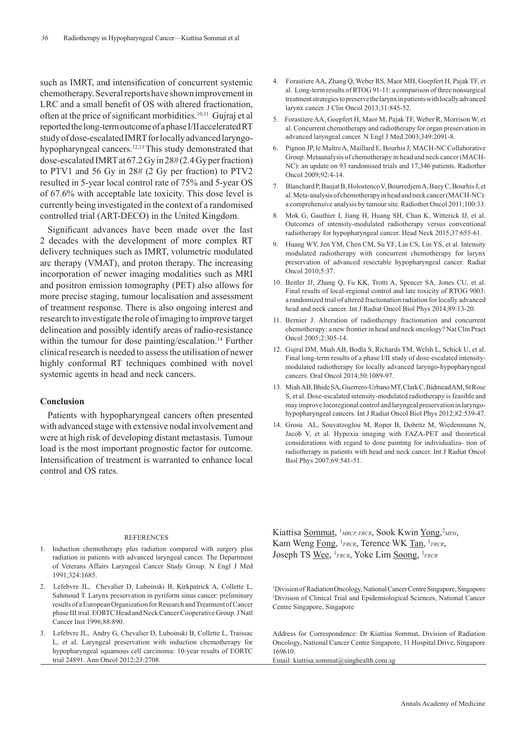such as IMRT, and intensification of concurrent systemic chemotherapy. Several reports have shown improvement in LRC and a small benefit of OS with altered fractionation, often at the price of significant morbidities.[10,11] Gujraj et al reported the long-term outcome of a phase I/II accelerated RT study of dose-escalated IMRT for locally advanced laryngo-hypopharyngeal cancers.[12,13] This study demonstrated that dose-escalated IMRT at 67.2 Gy in 28# (2.4 Gy per fraction) to PTV1 and 56 Gy in 28# (2 Gy per fraction) to PTV2 resulted in 5-year local control rate of 75% and 5-year OS of 67.6% with acceptable late toxicity. This dose level is currently being investigated in the context of a randomised controlled trial (ART-DECO) in the United Kingdom.

Significant advances have been made over the last 2 decades with the development of more complex RT delivery techniques such as IMRT, volumetric modulated arc therapy (VMAT), and proton therapy. The increasing incorporation of newer imaging modalities such as MRI and positron emission tomography (PET) also allows for more precise staging, tumour localisation and assessment of treatment response. There is also ongoing interest and research to investigate the role of imaging to improve target delineation and possibly identify areas of radio-resistance within the tumour for dose painting/escalation.[14] Further clinical research is needed to assess the utilisation of newer highly conformal RT techniques combined with novel systemic agents in head and neck cancers.

## Conclusion

Patients with hypopharyngeal cancers often presented with advanced stage with extensive nodal involvement and were at high risk of developing distant metastasis. Tumour load is the most important prognostic factor for outcome. Intensification of treatment is warranted to enhance local control and OS rates.

### REFERENCES

1. Induction chemotherapy plus radiation compared with surgery plus radiation in patients with advanced laryngeal cancer. The Department of Veterans Affairs Laryngeal Cancer Study Group. N Engl J Med 1991;324:1685.
2. Lefebvre JL, Chevalier D, Luboinski B, Kirkpatrick A, Collette L, Sahmoud T. Larynx preservation in pyriform sinus cancer: preliminary results of a European Organization for Research and Treatment of Cancer phase III trial. EORTC Head and Neck Cancer Cooperative Group. J Natl Cancer Inst 1996;88:890.
3. Lefebvre JL, Andry G, Chevalier D, Luboinski B, Collette L, Traissac L, et al. Laryngeal preservation with induction chemotherapy for hypopharyngeal squamous cell carcinoma: 10-year results of EORTC trial 24891. Ann Oncol 2012;23:2708.
4. Forastiere AA, Zhang Q, Weber RS, Maor MH, Goepfert H, Pajak TF, et al. Long-term results of RTOG 91-11: a comparison of three nonsurgical treatment strategies to preserve the larynx in patients with locally advanced larynx cancer. J Clin Oncol 2013;31:845-52.
5. Forastiere AA, Goepfert H, Maor M, Pajak TF, Weber R, Morrison W, et al. Concurrent chemotherapy and radiotherapy for organ preservation in advanced laryngeal cancer. N Engl J Med 2003;349:2091-8.
6. Pignon JP, le Maître A, Maillard E, Bourhis J; MACH-NC Collaborative Group. Metaanalysis of chemotherapy in head and neck cancer (MACH-NC): an update on 93 randomised trials and 17,346 patients. Radiother Oncol 2009;92:4-14.
7. Blanchard P, Baujat B, Holostenco V, Bourredjem A, Baey C, Bourhis J, et al. Meta-analysis of chemotherapy in head and neck cancer (MACH-NC): a comprehensive analysis by tumour site. Radiother Oncol 2011;100:33.
8. Mok G, Gauthier I, Jiang H, Huang SH, Chan K, Witterick IJ, et al. Outcomes of intensity-modulated radiotherapy versus conventional radiotherapy for hypopharyngeal cancer. Head Neck 2015;37:655-61.
9. Huang WY, Jen YM, Chen CM, Su YF, Lin CS, Lin YS, et al. Intensity modulated radiotherapy with concurrent chemotherapy for larynx preservation of advanced resectable hypopharyngeal cancer. Radiat Oncol 2010;5:37.
10. Beitler JJ, Zhang Q, Fu KK, Trotti A, Spencer SA, Jones CU, et al. Final results of local-regional control and late toxicity of RTOG 9003: a randomized trial of altered fractionation radiation for locally advanced head and neck cancer. Int J Radiat Oncol Biol Phys 2014;89:13-20.
11. Bernier J. Alteration of radiotherapy fractionation and concurrent chemotherapy: a new frontier in head and neck oncology? Nat Clin Pract Oncol 2005;2:305-14.
12. Gujral DM, Miah AB, Bodla S, Richards TM, Welsh L, Schick U, et al. Final long-term results of a phase I/II study of dose-escalated intensity-modulated radiotherapy for locally advanced laryngo-hypopharyngeal cancers. Oral Oncol 2014;50:1089-97.
13. Miah AB, Bhide SA, Guerrero-Urbano MT, Clark C, Bidmead AM, St Rose S, et al. Dose-escalated intensity-modulated radiotherapy is feasible and may improve locoregional control and laryngeal preservation in laryngo-hypopharyngeal cancers. Int J Radiat Oncol Biol Phys 2012;82:539-47.
14. Grosu AL, Souvatzoglou M, Roper B, Dobritz M, Wiedenmann N, Jacob V, et al. Hypoxia imaging with FAZA-PET and theoretical considerations with regard to dose painting for individualiza- tion of radiotherapy in patients with head and neck cancer. Int J Radiat Oncol Biol Phys 2007;69:541-51.

Kiattisa Sommat, [1]*MRCP, FRCR*, Sook Kwin Yong,[2]*MPH*, Kam Weng Fong, [1]*FRCR*, Terence WK Tan, [1]*FRCR*, Joseph TS Wee, [1]*FRCR*, Yoke Lim Soong, [1]*FRCR*

[1]Division of Radiation Oncology, National Cancer Centre Singapore, Singapore
[2]Division of Clinical Trial and Epidemiological Sciences, National Cancer Centre Singapore, Singapore

Address for Correspondence: Dr Kiattisa Sommat, Division of Radiation Oncology, National Cancer Centre Singapore, 11 Hospital Drive, Singapore 169610.
Email: kiattisa.sommat@singhealth.com.sg